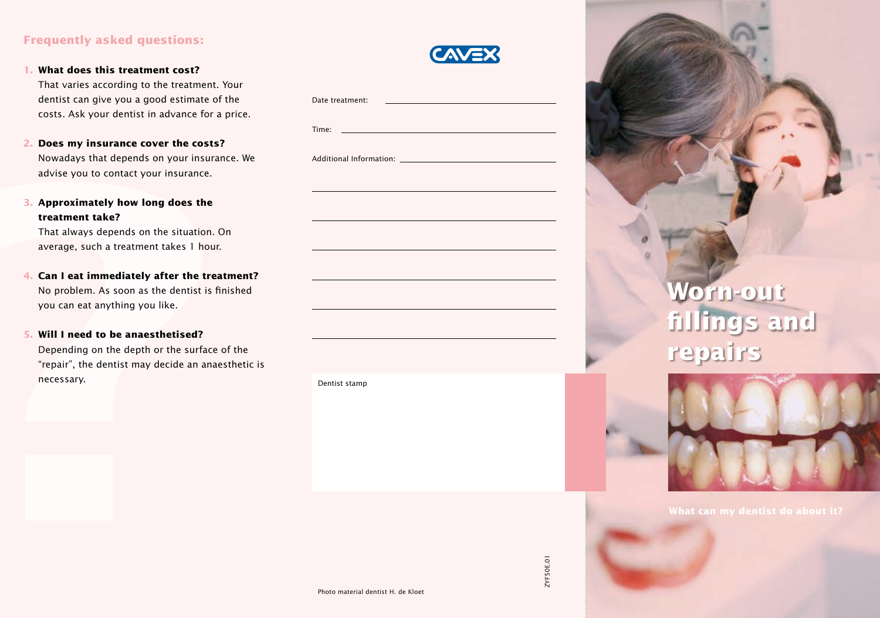## Frequently asked questions:

1. **What does this treatment cost?**
   That varies according to the treatment. Your dentist can give you a good estimate of the costs. Ask your dentist in advance for a price.

2. **Does my insurance cover the costs?**
   Nowadays that depends on your insurance. We advise you to contact your insurance.

3. **Approximately how long does the treatment take?**
   That always depends on the situation. On average, such a treatment takes 1 hour.

4. **Can I eat immediately after the treatment?**
   No problem. As soon as the dentist is finished you can eat anything you like.

5. **Will I need to be anaesthetised?**
   Depending on the depth or the surface of the "repair", the dentist may decide an anaesthetic is necessary.

CAVEX

Date treatment: ______________________________

Time: ______________________________

Additional Information: ______________________________

______________________________

______________________________

______________________________

______________________________

______________________________

______________________________

Dentist stamp

Photo material dentist H. de Kloet

ZYF50E.01

# Worn-out fillings and repairs

What can my dentist do about it?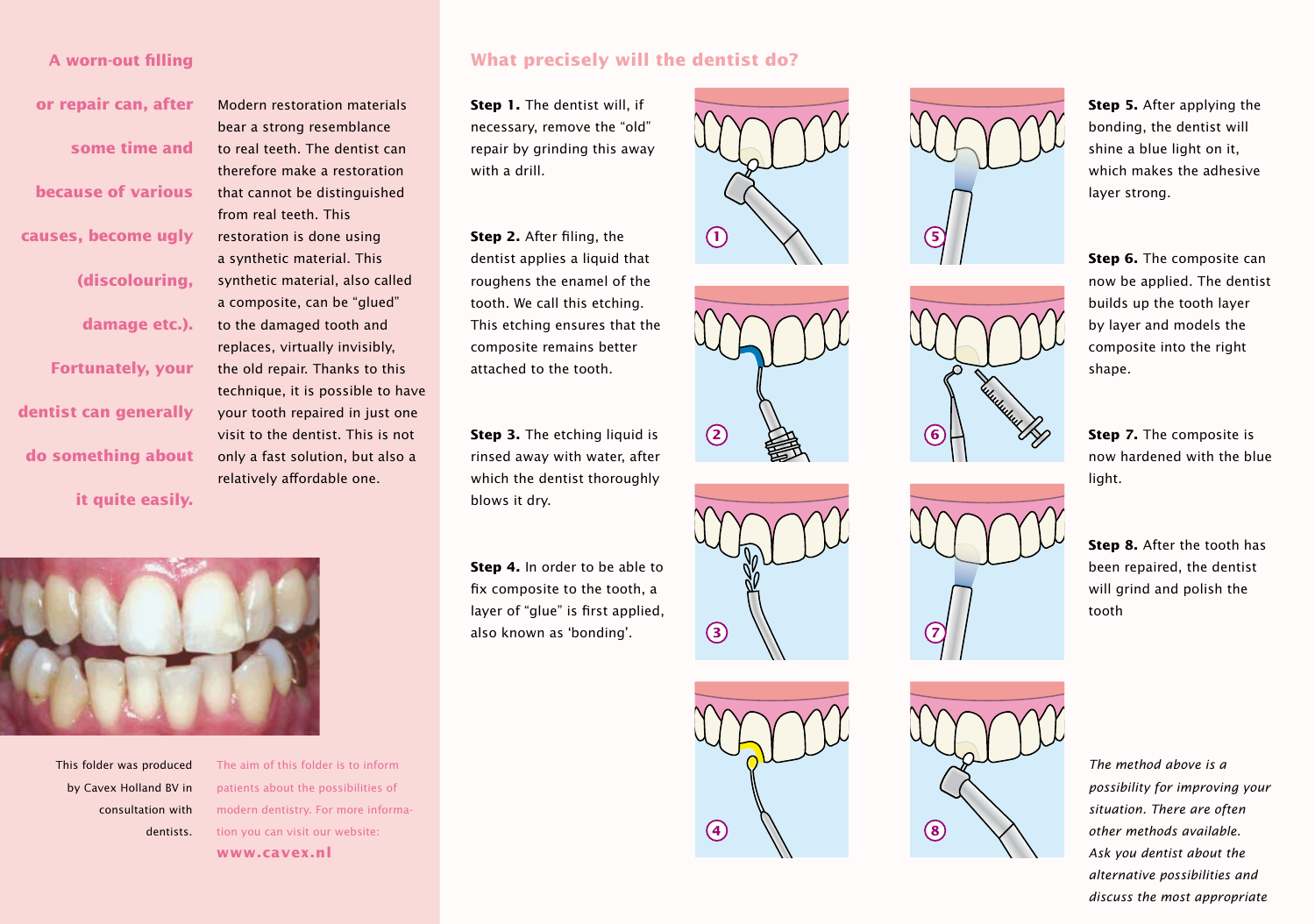**A worn-out filling or repair can, after some time and because of various causes, become ugly (discolouring, damage etc.). Fortunately, your dentist can generally do something about it quite easily.**

Modern restoration materials bear a strong resemblance to real teeth. The dentist can therefore make a restoration that cannot be distinguished from real teeth. This restoration is done using a synthetic material. This synthetic material, also called a composite, can be “glued” to the damaged tooth and replaces, virtually invisibly, the old repair. Thanks to this technique, it is possible to have your tooth repaired in just one visit to the dentist. This is not only a fast solution, but also a relatively affordable one.

This folder was produced by Cavex Holland BV in consultation with dentists.

The aim of this folder is to inform patients about the possibilities of modern dentistry. For more information you can visit our website: **www.cavex.nl**

## What precisely will the dentist do?

**Step 1.** The dentist will, if necessary, remove the “old” repair by grinding this away with a drill.

**Step 2.** After filing, the dentist applies a liquid that roughens the enamel of the tooth. We call this etching. This etching ensures that the composite remains better attached to the tooth.

**Step 3.** The etching liquid is rinsed away with water, after which the dentist thoroughly blows it dry.

**Step 4.** In order to be able to fix composite to the tooth, a layer of “glue” is first applied, also known as ‘bonding’.

1

2

3

4

5

6

7

8

**Step 5.** After applying the bonding, the dentist will shine a blue light on it, which makes the adhesive layer strong.

**Step 6.** The composite can now be applied. The dentist builds up the tooth layer by layer and models the composite into the right shape.

**Step 7.** The composite is now hardened with the blue light.

**Step 8.** After the tooth has been repaired, the dentist will grind and polish the tooth

*The method above is a possibility for improving your situation. There are often other methods available. Ask you dentist about the alternative possibilities and discuss the most appropriate*